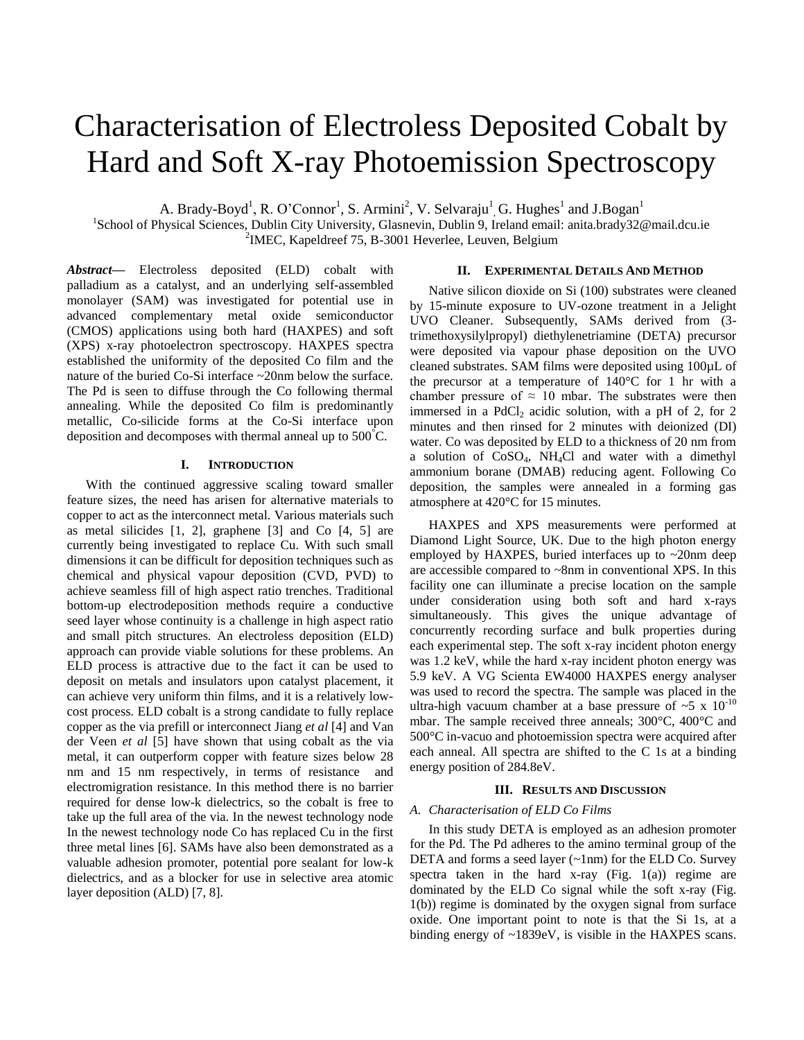# Characterisation of Electroless Deposited Cobalt by Hard and Soft X-ray Photoemission Spectroscopy

A. Brady-Boyd[1], R. O'Connor[1], S. Armini[2], V. Selvaraju[1], G. Hughes[1] and J.Bogan[1]

[1]School of Physical Sciences, Dublin City University, Glasnevin, Dublin 9, Ireland email: anita.brady32@mail.dcu.ie

[2]IMEC, Kapeldreef 75, B-3001 Heverlee, Leuven, Belgium

***Abstract*—** Electroless deposited (ELD) cobalt with palladium as a catalyst, and an underlying self-assembled monolayer (SAM) was investigated for potential use in advanced complementary metal oxide semiconductor (CMOS) applications using both hard (HAXPES) and soft (XPS) x-ray photoelectron spectroscopy. HAXPES spectra established the uniformity of the deposited Co film and the nature of the buried Co-Si interface ~20nm below the surface. The Pd is seen to diffuse through the Co following thermal annealing. While the deposited Co film is predominantly metallic, Co-silicide forms at the Co-Si interface upon deposition and decomposes with thermal anneal up to 500°C.

## I. Introduction

With the continued aggressive scaling toward smaller feature sizes, the need has arisen for alternative materials to copper to act as the interconnect metal. Various materials such as metal silicides [1, 2], graphene [3] and Co [4, 5] are currently being investigated to replace Cu. With such small dimensions it can be difficult for deposition techniques such as chemical and physical vapour deposition (CVD, PVD) to achieve seamless fill of high aspect ratio trenches. Traditional bottom-up electrodeposition methods require a conductive seed layer whose continuity is a challenge in high aspect ratio and small pitch structures. An electroless deposition (ELD) approach can provide viable solutions for these problems. An ELD process is attractive due to the fact it can be used to deposit on metals and insulators upon catalyst placement, it can achieve very uniform thin films, and it is a relatively low-cost process. ELD cobalt is a strong candidate to fully replace copper as the via prefill or interconnect Jiang *et al* [4] and Van der Veen *et al* [5] have shown that using cobalt as the via metal, it can outperform copper with feature sizes below 28 nm and 15 nm respectively, in terms of resistance and electromigration resistance. In this method there is no barrier required for dense low-k dielectrics, so the cobalt is free to take up the full area of the via. In the newest technology node In the newest technology node Co has replaced Cu in the first three metal lines [6]. SAMs have also been demonstrated as a valuable adhesion promoter, potential pore sealant for low-k dielectrics, and as a blocker for use in selective area atomic layer deposition (ALD) [7, 8].

## II. Experimental Details And Method

Native silicon dioxide on Si (100) substrates were cleaned by 15-minute exposure to UV-ozone treatment in a Jelight UVO Cleaner. Subsequently, SAMs derived from (3-trimethoxysilylpropyl) diethylenetriamine (DETA) precursor were deposited via vapour phase deposition on the UVO cleaned substrates. SAM films were deposited using 100µL of the precursor at a temperature of 140°C for 1 hr with a chamber pressure of ≈ 10 mbar. The substrates were then immersed in a $PdCl_2$ acidic solution, with a pH of 2, for 2 minutes and then rinsed for 2 minutes with deionized (DI) water. Co was deposited by ELD to a thickness of 20 nm from a solution of $CoSO_4$, $NH_4Cl$ and water with a dimethyl ammonium borane (DMAB) reducing agent. Following Co deposition, the samples were annealed in a forming gas atmosphere at 420°C for 15 minutes.

HAXPES and XPS measurements were performed at Diamond Light Source, UK. Due to the high photon energy employed by HAXPES, buried interfaces up to ~20nm deep are accessible compared to ~8nm in conventional XPS. In this facility one can illuminate a precise location on the sample under consideration using both soft and hard x-rays simultaneously. This gives the unique advantage of concurrently recording surface and bulk properties during each experimental step. The soft x-ray incident photon energy was 1.2 keV, while the hard x-ray incident photon energy was 5.9 keV. A VG Scienta EW4000 HAXPES energy analyser was used to record the spectra. The sample was placed in the ultra-high vacuum chamber at a base pressure of ~5 x $10^{-10}$ mbar. The sample received three anneals; 300°C, 400°C and 500°C in-vacuo and photoemission spectra were acquired after each anneal. All spectra are shifted to the C 1s at a binding energy position of 284.8eV.

## III. Results and Discussion

### *A. Characterisation of ELD Co Films*

In this study DETA is employed as an adhesion promoter for the Pd. The Pd adheres to the amino terminal group of the DETA and forms a seed layer (~1nm) for the ELD Co. Survey spectra taken in the hard x-ray (Fig. 1(a)) regime are dominated by the ELD Co signal while the soft x-ray (Fig. 1(b)) regime is dominated by the oxygen signal from surface oxide. One important point to note is that the Si 1s, at a binding energy of ~1839eV, is visible in the HAXPES scans.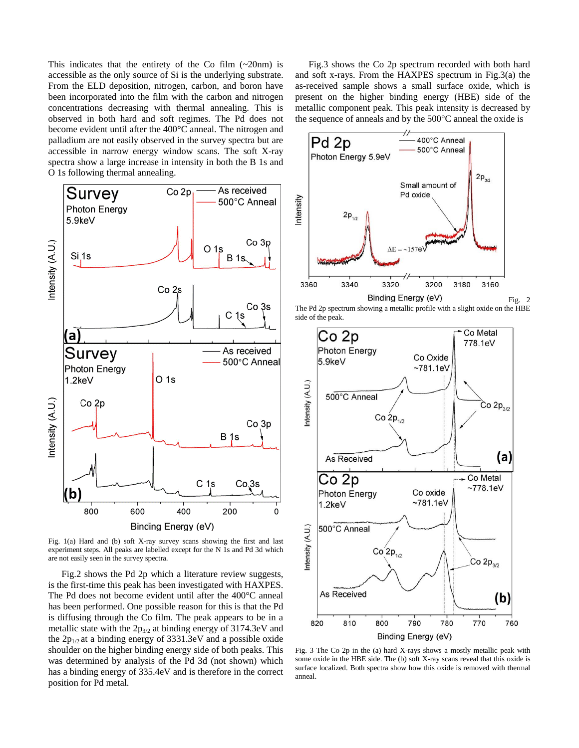This indicates that the entirety of the Co film (~20nm) is accessible as the only source of Si is the underlying substrate. From the ELD deposition, nitrogen, carbon, and boron have been incorporated into the film with the carbon and nitrogen concentrations decreasing with thermal annealing. This is observed in both hard and soft regimes. The Pd does not become evident until after the 400°C anneal. The nitrogen and palladium are not easily observed in the survey spectra but are accessible in narrow energy window scans. The soft X-ray spectra show a large increase in intensity in both the B 1s and O 1s following thermal annealing.

Fig. 1(a) Hard and (b) soft X-ray survey scans showing the first and last experiment steps. All peaks are labelled except for the N 1s and Pd 3d which are not easily seen in the survey spectra.

Fig.2 shows the Pd 2p which a literature review suggests, is the first-time this peak has been investigated with HAXPES. The Pd does not become evident until after the 400°C anneal has been performed. One possible reason for this is that the Pd is diffusing through the Co film. The peak appears to be in a metallic state with the $2p_{3/2}$ at binding energy of 3174.3eV and the $2p_{1/2}$ at a binding energy of 3331.3eV and a possible oxide shoulder on the higher binding energy side of both peaks. This was determined by analysis of the Pd 3d (not shown) which has a binding energy of 335.4eV and is therefore in the correct position for Pd metal.

Fig.3 shows the Co 2p spectrum recorded with both hard and soft x-rays. From the HAXPES spectrum in Fig.3(a) the as-received sample shows a small surface oxide, which is present on the higher binding energy (HBE) side of the metallic component peak. This peak intensity is decreased by the sequence of anneals and by the 500°C anneal the oxide is

Fig. 2 The Pd 2p spectrum showing a metallic profile with a slight oxide on the HBE side of the peak.

Fig. 3 The Co 2p in the (a) hard X-rays shows a mostly metallic peak with some oxide in the HBE side. The (b) soft X-ray scans reveal that this oxide is surface localized. Both spectra show how this oxide is removed with thermal anneal.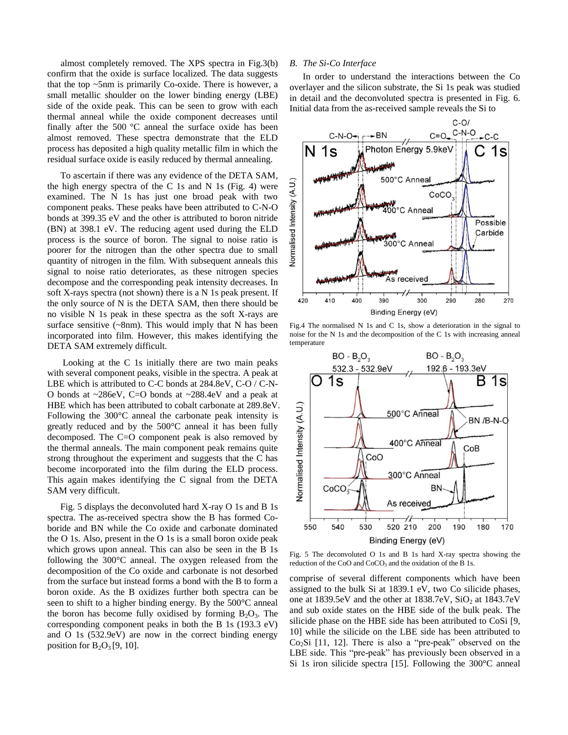almost completely removed. The XPS spectra in Fig.3(b) confirm that the oxide is surface localized. The data suggests that the top ~5nm is primarily Co-oxide. There is however, a small metallic shoulder on the lower binding energy (LBE) side of the oxide peak. This can be seen to grow with each thermal anneal while the oxide component decreases until finally after the 500 °C anneal the surface oxide has been almost removed. These spectra demonstrate that the ELD process has deposited a high quality metallic film in which the residual surface oxide is easily reduced by thermal annealing.

To ascertain if there was any evidence of the DETA SAM, the high energy spectra of the C 1s and N 1s (Fig. 4) were examined. The N 1s has just one broad peak with two component peaks. These peaks have been attributed to C-N-O bonds at 399.35 eV and the other is attributed to boron nitride (BN) at 398.1 eV. The reducing agent used during the ELD process is the source of boron. The signal to noise ratio is poorer for the nitrogen than the other spectra due to small quantity of nitrogen in the film. With subsequent anneals this signal to noise ratio deteriorates, as these nitrogen species decompose and the corresponding peak intensity decreases. In soft X-rays spectra (not shown) there is a N 1s peak present. If the only source of N is the DETA SAM, then there should be no visible N 1s peak in these spectra as the soft X-rays are surface sensitive (~8nm). This would imply that N has been incorporated into film. However, this makes identifying the DETA SAM extremely difficult.

Looking at the C 1s initially there are two main peaks with several component peaks, visible in the spectra. A peak at LBE which is attributed to C-C bonds at 284.8eV, C-O / C-N-O bonds at ~286eV, C=O bonds at ~288.4eV and a peak at HBE which has been attributed to cobalt carbonate at 289.8eV. Following the 300°C anneal the carbonate peak intensity is greatly reduced and by the 500°C anneal it has been fully decomposed. The C=O component peak is also removed by the thermal anneals. The main component peak remains quite strong throughout the experiment and suggests that the C has become incorporated into the film during the ELD process. This again makes identifying the C signal from the DETA SAM very difficult.

Fig. 5 displays the deconvoluted hard X-ray O 1s and B 1s spectra. The as-received spectra show the B has formed Co-boride and BN while the Co oxide and carbonate dominated the O 1s. Also, present in the O 1s is a small boron oxide peak which grows upon anneal. This can also be seen in the B 1s following the 300°C anneal. The oxygen released from the decomposition of the Co oxide and carbonate is not desorbed from the surface but instead forms a bond with the B to form a boron oxide. As the B oxidizes further both spectra can be seen to shift to a higher binding energy. By the 500°C anneal the boron has become fully oxidised by forming $B_2O_3$. The corresponding component peaks in both the B 1s (193.3 eV) and O 1s (532.9eV) are now in the correct binding energy position for $B_2O_3$ [9, 10].

### B. The Si-Co Interface

In order to understand the interactions between the Co overlayer and the silicon substrate, the Si 1s peak was studied in detail and the deconvoluted spectra is presented in Fig. 6. Initial data from the as-received sample reveals the Si to

Fig.4 The normalised N 1s and C 1s, show a deterioration in the signal to noise for the N 1s and the decomposition of the C 1s with increasing anneal temperature

Fig. 5 The deconvoluted O 1s and B 1s hard X-ray spectra showing the reduction of the CoO and $CoCO_3$ and the oxidation of the B 1s.

comprise of several different components which have been assigned to the bulk Si at 1839.1 eV, two Co silicide phases, one at 1839.5eV and the other at 1838.7eV, $SiO_2$ at 1843.7eV and sub oxide states on the HBE side of the bulk peak. The silicide phase on the HBE side has been attributed to CoSi [9, 10] while the silicide on the LBE side has been attributed to $Co_2Si$ [11, 12]. There is also a "pre-peak" observed on the LBE side. This "pre-peak" has previously been observed in a Si 1s iron silicide spectra [15]. Following the 300°C anneal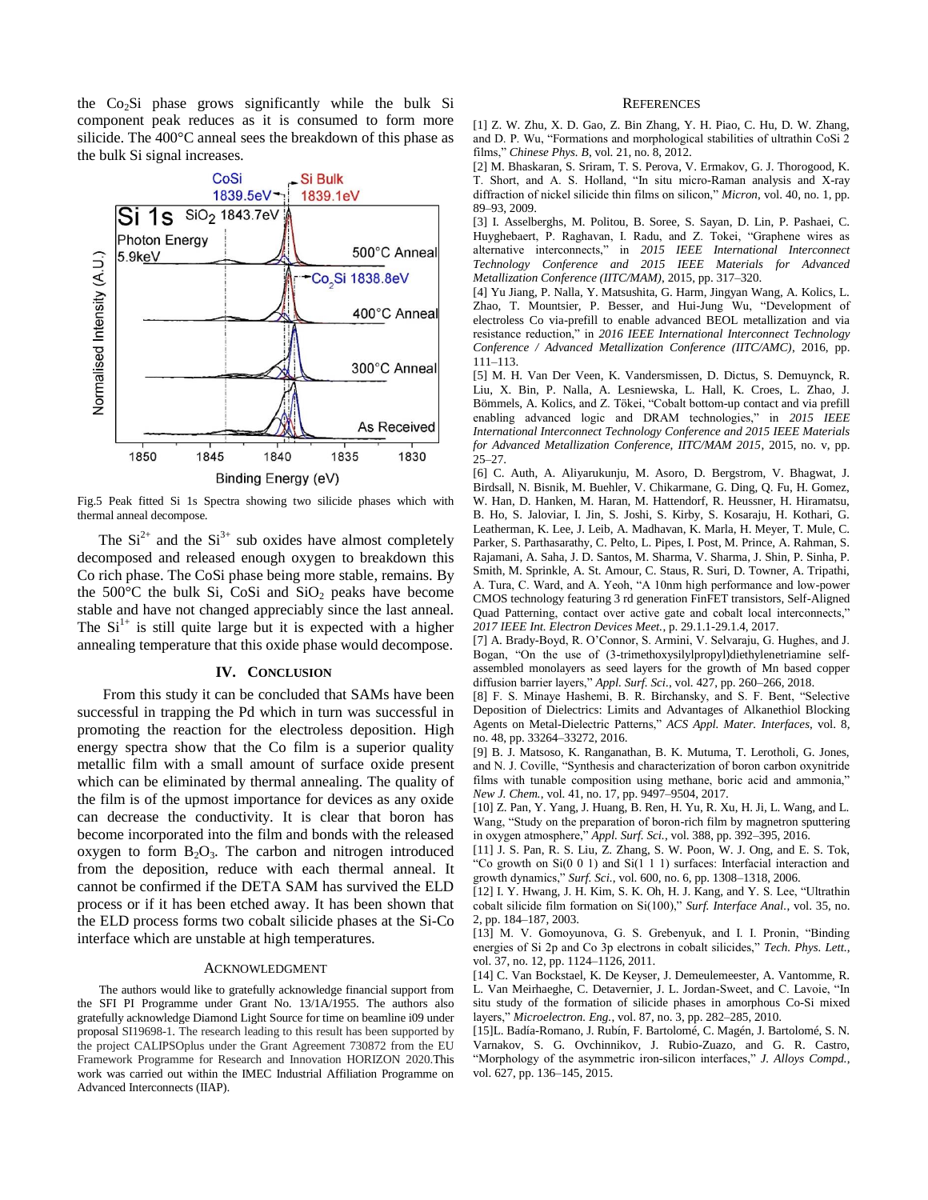the $Co_2Si$ phase grows significantly while the bulk Si component peak reduces as it is consumed to form more silicide. The 400°C anneal sees the breakdown of this phase as the bulk Si signal increases.

CoSi
1839.5eV
Si Bulk
1839.1eV
Si 1s
$SiO_2$ 1843.7eV
Photon Energy
5.9keV
500°C Anneal
$Co_2Si$ 1838.8eV
400°C Anneal
300°C Anneal
As Received
Normalised Intensity (A.U.)
1850
1845
1840
1835
1830
Binding Energy (eV)

Fig.5 Peak fitted Si 1s Spectra showing two silicide phases which with thermal anneal decompose.

The $Si^{2+}$ and the $Si^{3+}$ sub oxides have almost completely decomposed and released enough oxygen to breakdown this Co rich phase. The CoSi phase being more stable, remains. By the 500°C the bulk Si, CoSi and $SiO_2$ peaks have become stable and have not changed appreciably since the last anneal. The $Si^{1+}$ is still quite large but it is expected with a higher annealing temperature that this oxide phase would decompose.

## IV. Conclusion

From this study it can be concluded that SAMs have been successful in trapping the Pd which in turn was successful in promoting the reaction for the electroless deposition. High energy spectra show that the Co film is a superior quality metallic film with a small amount of surface oxide present which can be eliminated by thermal annealing. The quality of the film is of the upmost importance for devices as any oxide can decrease the conductivity. It is clear that boron has become incorporated into the film and bonds with the released oxygen to form $B_2O_3$. The carbon and nitrogen introduced from the deposition, reduce with each thermal anneal. It cannot be confirmed if the DETA SAM has survived the ELD process or if it has been etched away. It has been shown that the ELD process forms two cobalt silicide phases at the Si-Co interface which are unstable at high temperatures.

## Acknowledgment

The authors would like to gratefully acknowledge financial support from the SFI PI Programme under Grant No. 13/1A/1955. The authors also gratefully acknowledge Diamond Light Source for time on beamline i09 under proposal SI19698-1. The research leading to this result has been supported by the project CALIPSOplus under the Grant Agreement 730872 from the EU Framework Programme for Research and Innovation HORIZON 2020.This work was carried out within the IMEC Industrial Affiliation Programme on Advanced Interconnects (IIAP).

## References

[1] Z. W. Zhu, X. D. Gao, Z. Bin Zhang, Y. H. Piao, C. Hu, D. W. Zhang, and D. P. Wu, "Formations and morphological stabilities of ultrathin CoSi 2 films," *Chinese Phys. B*, vol. 21, no. 8, 2012.

[2] M. Bhaskaran, S. Sriram, T. S. Perova, V. Ermakov, G. J. Thorogood, K. T. Short, and A. S. Holland, "In situ micro-Raman analysis and X-ray diffraction of nickel silicide thin films on silicon," *Micron*, vol. 40, no. 1, pp. 89–93, 2009.

[3] I. Asselberghs, M. Politou, B. Soree, S. Sayan, D. Lin, P. Pashaei, C. Huyghebaert, P. Raghavan, I. Radu, and Z. Tokei, "Graphene wires as alternative interconnects," in *2015 IEEE International Interconnect Technology Conference and 2015 IEEE Materials for Advanced Metallization Conference (IITC/MAM)*, 2015, pp. 317–320.

[4] Yu Jiang, P. Nalla, Y. Matsushita, G. Harm, Jingyan Wang, A. Kolics, L. Zhao, T. Mountsier, P. Besser, and Hui-Jung Wu, "Development of electroless Co via-prefill to enable advanced BEOL metallization and via resistance reduction," in *2016 IEEE International Interconnect Technology Conference / Advanced Metallization Conference (IITC/AMC)*, 2016, pp. 111–113.

[5] M. H. Van Der Veen, K. Vandersmissen, D. Dictus, S. Demuynck, R. Liu, X. Bin, P. Nalla, A. Lesniewska, L. Hall, K. Croes, L. Zhao, J. Bömmels, A. Kolics, and Z. Tökei, "Cobalt bottom-up contact and via prefill enabling advanced logic and DRAM technologies," in *2015 IEEE International Interconnect Technology Conference and 2015 IEEE Materials for Advanced Metallization Conference, IITC/MAM 2015*, 2015, no. v, pp. 25–27.

[6] C. Auth, A. Aliyarukunju, M. Asoro, D. Bergstrom, V. Bhagwat, J. Birdsall, N. Bisnik, M. Buehler, V. Chikarmane, G. Ding, Q. Fu, H. Gomez, W. Han, D. Hanken, M. Haran, M. Hattendorf, R. Heussner, H. Hiramatsu, B. Ho, S. Jaloviar, I. Jin, S. Joshi, S. Kirby, S. Kosaraju, H. Kothari, G. Leatherman, K. Lee, J. Leib, A. Madhavan, K. Marla, H. Meyer, T. Mule, C. Parker, S. Parthasarathy, C. Pelto, L. Pipes, I. Post, M. Prince, A. Rahman, S. Rajamani, A. Saha, J. D. Santos, M. Sharma, V. Sharma, J. Shin, P. Sinha, P. Smith, M. Sprinkle, A. St. Amour, C. Staus, R. Suri, D. Towner, A. Tripathi, A. Tura, C. Ward, and A. Yeoh, "A 10nm high performance and low-power CMOS technology featuring 3 rd generation FinFET transistors, Self-Aligned Quad Patterning, contact over active gate and cobalt local interconnects," *2017 IEEE Int. Electron Devices Meet.*, p. 29.1.1-29.1.4, 2017.

[7] A. Brady-Boyd, R. O'Connor, S. Armini, V. Selvaraju, G. Hughes, and J. Bogan, "On the use of (3-trimethoxysilylpropyl)diethylenetriamine self-assembled monolayers as seed layers for the growth of Mn based copper diffusion barrier layers," *Appl. Surf. Sci.*, vol. 427, pp. 260–266, 2018.

[8] F. S. Minaye Hashemi, B. R. Birchansky, and S. F. Bent, "Selective Deposition of Dielectrics: Limits and Advantages of Alkanethiol Blocking Agents on Metal-Dielectric Patterns," *ACS Appl. Mater. Interfaces*, vol. 8, no. 48, pp. 33264–33272, 2016.

[9] B. J. Matsoso, K. Ranganathan, B. K. Mutuma, T. Lerotholi, G. Jones, and N. J. Coville, "Synthesis and characterization of boron carbon oxynitride films with tunable composition using methane, boric acid and ammonia," *New J. Chem.*, vol. 41, no. 17, pp. 9497–9504, 2017.

[10] Z. Pan, Y. Yang, J. Huang, B. Ren, H. Yu, R. Xu, H. Ji, L. Wang, and L. Wang, "Study on the preparation of boron-rich film by magnetron sputtering in oxygen atmosphere," *Appl. Surf. Sci.*, vol. 388, pp. 392–395, 2016.

[11] J. S. Pan, R. S. Liu, Z. Zhang, S. W. Poon, W. J. Ong, and E. S. Tok, "Co growth on Si(0 0 1) and Si(1 1 1) surfaces: Interfacial interaction and growth dynamics," *Surf. Sci.*, vol. 600, no. 6, pp. 1308–1318, 2006.

[12] I. Y. Hwang, J. H. Kim, S. K. Oh, H. J. Kang, and Y. S. Lee, "Ultrathin cobalt silicide film formation on Si(100)," *Surf. Interface Anal.*, vol. 35, no. 2, pp. 184–187, 2003.

[13] M. V. Gomoyunova, G. S. Grebenyuk, and I. I. Pronin, "Binding energies of Si 2p and Co 3p electrons in cobalt silicides," *Tech. Phys. Lett.*, vol. 37, no. 12, pp. 1124–1126, 2011.

[14] C. Van Bockstael, K. De Keyser, J. Demeulemeester, A. Vantomme, R. L. Van Meirhaeghe, C. Detavernier, J. L. Jordan-Sweet, and C. Lavoie, "In situ study of the formation of silicide phases in amorphous Co-Si mixed layers," *Microelectron. Eng.*, vol. 87, no. 3, pp. 282–285, 2010.

[15] L. Badía-Romano, J. Rubín, F. Bartolomé, C. Magén, J. Bartolomé, S. N. Varnakov, S. G. Ovchinnikov, J. Rubio-Zuazo, and G. R. Castro, "Morphology of the asymmetric iron-silicon interfaces," *J. Alloys Compd.*, vol. 627, pp. 136–145, 2015.